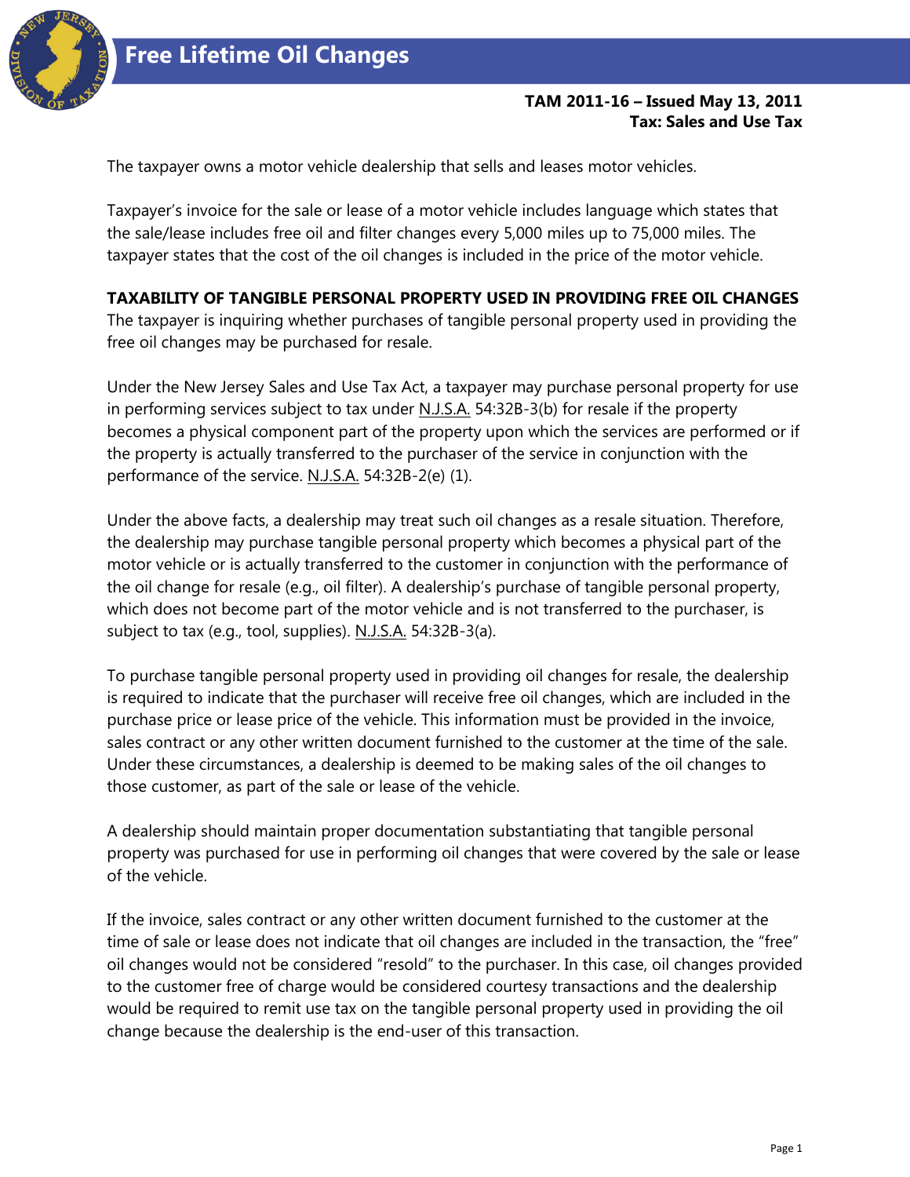# Free Lifetime Oil Changes

**TAM 2011-16 – Issued May 13, 2011**
**Tax: Sales and Use Tax**

The taxpayer owns a motor vehicle dealership that sells and leases motor vehicles.

Taxpayer's invoice for the sale or lease of a motor vehicle includes language which states that the sale/lease includes free oil and filter changes every 5,000 miles up to 75,000 miles. The taxpayer states that the cost of the oil changes is included in the price of the motor vehicle.

**TAXABILITY OF TANGIBLE PERSONAL PROPERTY USED IN PROVIDING FREE OIL CHANGES**
The taxpayer is inquiring whether purchases of tangible personal property used in providing the free oil changes may be purchased for resale.

Under the New Jersey Sales and Use Tax Act, a taxpayer may purchase personal property for use in performing services subject to tax under N.J.S.A. 54:32B-3(b) for resale if the property becomes a physical component part of the property upon which the services are performed or if the property is actually transferred to the purchaser of the service in conjunction with the performance of the service. N.J.S.A. 54:32B-2(e) (1).

Under the above facts, a dealership may treat such oil changes as a resale situation. Therefore, the dealership may purchase tangible personal property which becomes a physical part of the motor vehicle or is actually transferred to the customer in conjunction with the performance of the oil change for resale (e.g., oil filter). A dealership's purchase of tangible personal property, which does not become part of the motor vehicle and is not transferred to the purchaser, is subject to tax (e.g., tool, supplies). N.J.S.A. 54:32B-3(a).

To purchase tangible personal property used in providing oil changes for resale, the dealership is required to indicate that the purchaser will receive free oil changes, which are included in the purchase price or lease price of the vehicle. This information must be provided in the invoice, sales contract or any other written document furnished to the customer at the time of the sale. Under these circumstances, a dealership is deemed to be making sales of the oil changes to those customer, as part of the sale or lease of the vehicle.

A dealership should maintain proper documentation substantiating that tangible personal property was purchased for use in performing oil changes that were covered by the sale or lease of the vehicle.

If the invoice, sales contract or any other written document furnished to the customer at the time of sale or lease does not indicate that oil changes are included in the transaction, the "free" oil changes would not be considered "resold" to the purchaser. In this case, oil changes provided to the customer free of charge would be considered courtesy transactions and the dealership would be required to remit use tax on the tangible personal property used in providing the oil change because the dealership is the end-user of this transaction.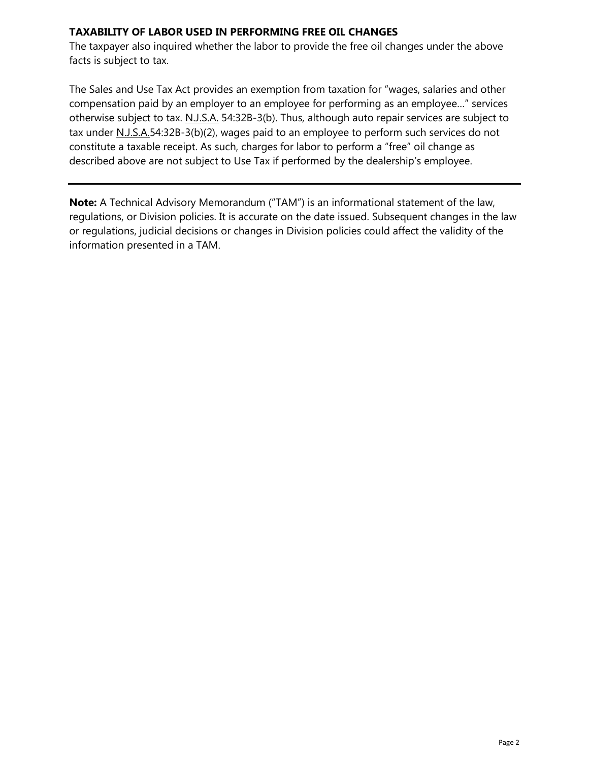**TAXABILITY OF LABOR USED IN PERFORMING FREE OIL CHANGES**

The taxpayer also inquired whether the labor to provide the free oil changes under the above facts is subject to tax.

The Sales and Use Tax Act provides an exemption from taxation for "wages, salaries and other compensation paid by an employer to an employee for performing as an employee…" services otherwise subject to tax. N.J.S.A. 54:32B-3(b). Thus, although auto repair services are subject to tax under N.J.S.A.54:32B-3(b)(2), wages paid to an employee to perform such services do not constitute a taxable receipt. As such, charges for labor to perform a "free" oil change as described above are not subject to Use Tax if performed by the dealership's employee.

---

**Note:** A Technical Advisory Memorandum ("TAM") is an informational statement of the law, regulations, or Division policies. It is accurate on the date issued. Subsequent changes in the law or regulations, judicial decisions or changes in Division policies could affect the validity of the information presented in a TAM.